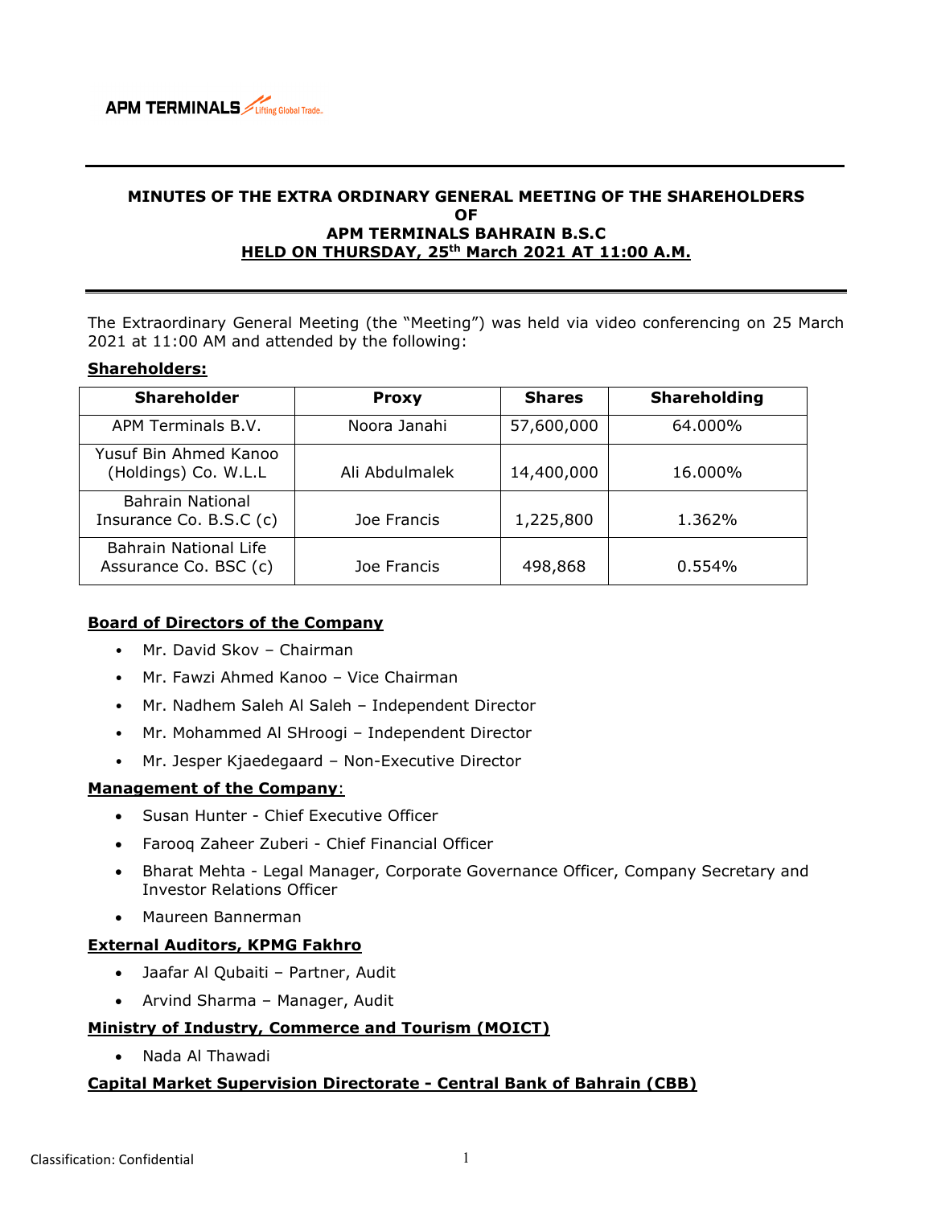# MINUTES OF THE EXTRA ORDINARY GENERAL MEETING OF THE SHAREHOLDERS OF APM TERMINALS BAHRAIN B.S.C HELD ON THURSDAY, 25th March 2021 AT 11:00 A.M.

The Extraordinary General Meeting (the "Meeting") was held via video conferencing on 25 March 2021 at 11:00 AM and attended by the following:

**Shareholders:**

| Shareholder | Proxy | Shares | Shareholding |
|---|---|---|---|
| APM Terminals B.V. | Noora Janahi | 57,600,000 | 64.000% |
| Yusuf Bin Ahmed Kanoo (Holdings) Co. W.L.L | Ali Abdulmalek | 14,400,000 | 16.000% |
| Bahrain National Insurance Co. B.S.C (c) | Joe Francis | 1,225,800 | 1.362% |
| Bahrain National Life Assurance Co. BSC (c) | Joe Francis | 498,868 | 0.554% |

**Board of Directors of the Company**

- Mr. David Skov – Chairman
- Mr. Fawzi Ahmed Kanoo – Vice Chairman
- Mr. Nadhem Saleh Al Saleh – Independent Director
- Mr. Mohammed Al SHroogi – Independent Director
- Mr. Jesper Kjaedegaard – Non-Executive Director

**Management of the Company**:

- Susan Hunter - Chief Executive Officer
- Farooq Zaheer Zuberi - Chief Financial Officer
- Bharat Mehta - Legal Manager, Corporate Governance Officer, Company Secretary and Investor Relations Officer
- Maureen Bannerman

**External Auditors, KPMG Fakhro**

- Jaafar Al Qubaiti – Partner, Audit
- Arvind Sharma – Manager, Audit

**Ministry of Industry, Commerce and Tourism (MOICT)**

- Nada Al Thawadi

**Capital Market Supervision Directorate - Central Bank of Bahrain (CBB)**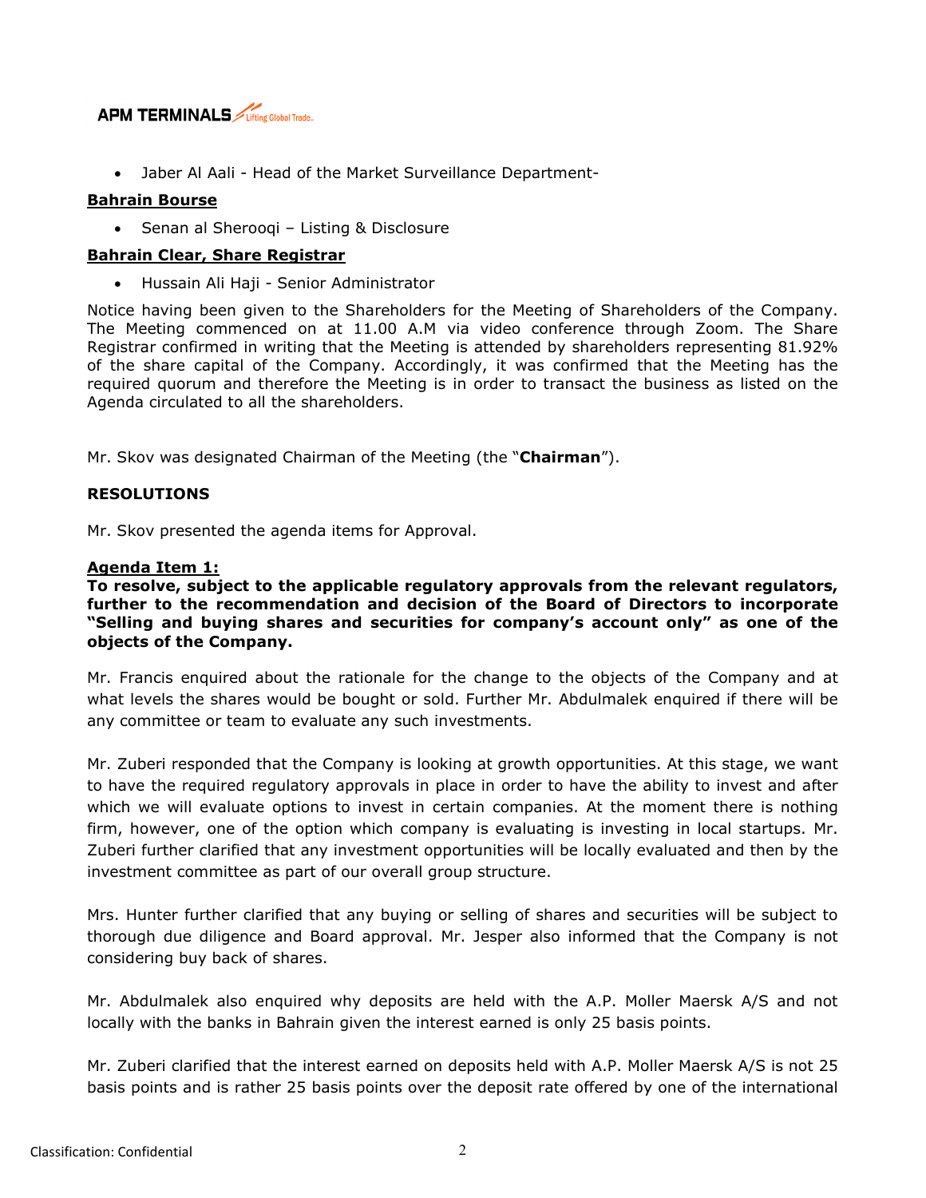- Jaber Al Aali - Head of the Market Surveillance Department-

**Bahrain Bourse**

- Senan al Sherooqi – Listing & Disclosure

**Bahrain Clear, Share Registrar**

- Hussain Ali Haji - Senior Administrator

Notice having been given to the Shareholders for the Meeting of Shareholders of the Company. The Meeting commenced on at 11.00 A.M via video conference through Zoom. The Share Registrar confirmed in writing that the Meeting is attended by shareholders representing 81.92% of the share capital of the Company. Accordingly, it was confirmed that the Meeting has the required quorum and therefore the Meeting is in order to transact the business as listed on the Agenda circulated to all the shareholders.

Mr. Skov was designated Chairman of the Meeting (the "**Chairman**").

**RESOLUTIONS**

Mr. Skov presented the agenda items for Approval.

**Agenda Item 1:**
**To resolve, subject to the applicable regulatory approvals from the relevant regulators, further to the recommendation and decision of the Board of Directors to incorporate "Selling and buying shares and securities for company's account only" as one of the objects of the Company.**

Mr. Francis enquired about the rationale for the change to the objects of the Company and at what levels the shares would be bought or sold. Further Mr. Abdulmalek enquired if there will be any committee or team to evaluate any such investments.

Mr. Zuberi responded that the Company is looking at growth opportunities. At this stage, we want to have the required regulatory approvals in place in order to have the ability to invest and after which we will evaluate options to invest in certain companies. At the moment there is nothing firm, however, one of the option which company is evaluating is investing in local startups. Mr. Zuberi further clarified that any investment opportunities will be locally evaluated and then by the investment committee as part of our overall group structure.

Mrs. Hunter further clarified that any buying or selling of shares and securities will be subject to thorough due diligence and Board approval. Mr. Jesper also informed that the Company is not considering buy back of shares.

Mr. Abdulmalek also enquired why deposits are held with the A.P. Moller Maersk A/S and not locally with the banks in Bahrain given the interest earned is only 25 basis points.

Mr. Zuberi clarified that the interest earned on deposits held with A.P. Moller Maersk A/S is not 25 basis points and is rather 25 basis points over the deposit rate offered by one of the international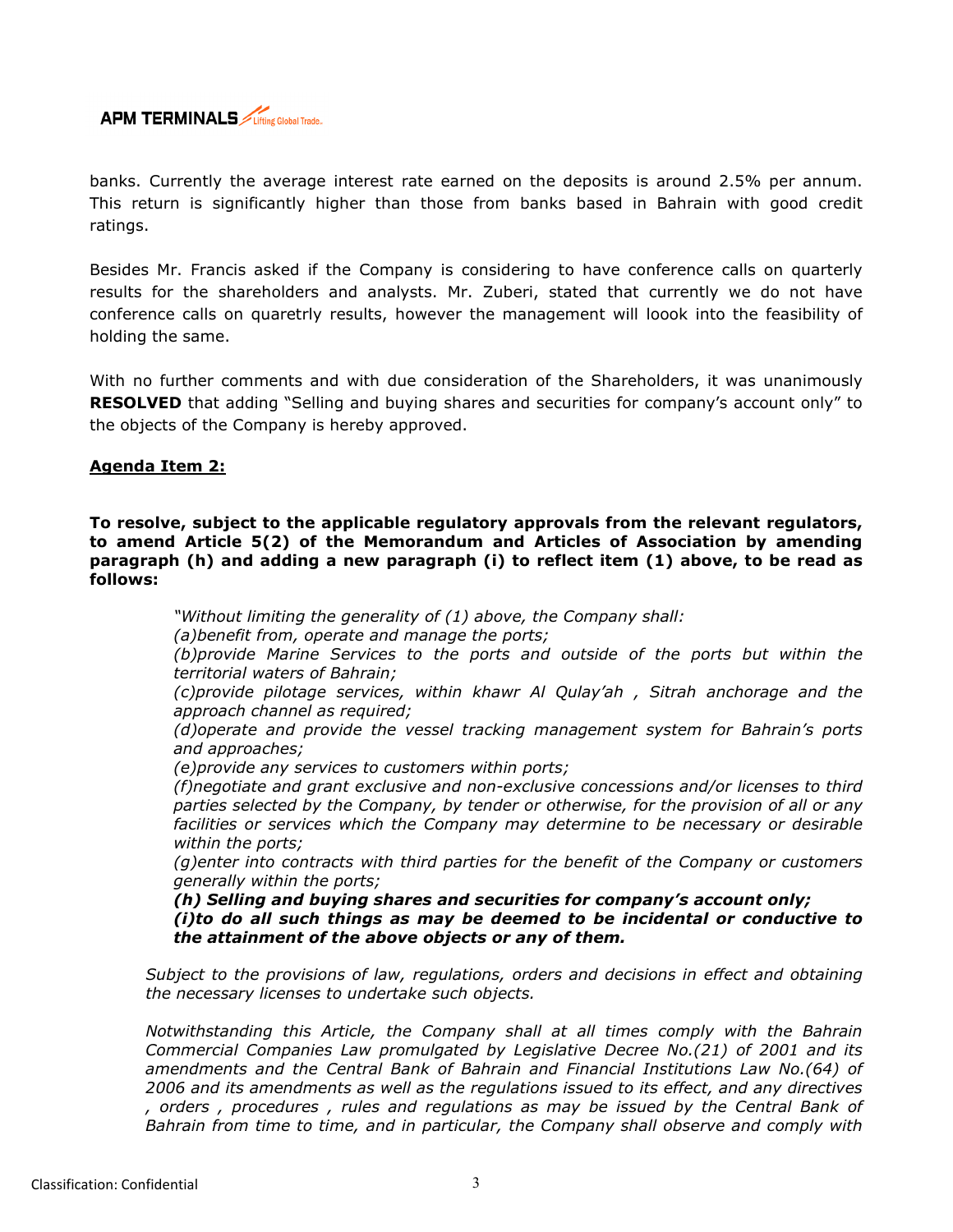banks. Currently the average interest rate earned on the deposits is around 2.5% per annum. This return is significantly higher than those from banks based in Bahrain with good credit ratings.

Besides Mr. Francis asked if the Company is considering to have conference calls on quarterly results for the shareholders and analysts. Mr. Zuberi, stated that currently we do not have conference calls on quaretrly results, however the management will loook into the feasibility of holding the same.

With no further comments and with due consideration of the Shareholders, it was unanimously **RESOLVED** that adding "Selling and buying shares and securities for company's account only" to the objects of the Company is hereby approved.

**Agenda Item 2:**

**To resolve, subject to the applicable regulatory approvals from the relevant regulators, to amend Article 5(2) of the Memorandum and Articles of Association by amending paragraph (h) and adding a new paragraph (i) to reflect item (1) above, to be read as follows:**

*"Without limiting the generality of (1) above, the Company shall:*
*(a)benefit from, operate and manage the ports;*
*(b)provide Marine Services to the ports and outside of the ports but within the territorial waters of Bahrain;*
*(c)provide pilotage services, within khawr Al Qulay'ah , Sitrah anchorage and the approach channel as required;*
*(d)operate and provide the vessel tracking management system for Bahrain's ports and approaches;*
*(e)provide any services to customers within ports;*
*(f)negotiate and grant exclusive and non-exclusive concessions and/or licenses to third parties selected by the Company, by tender or otherwise, for the provision of all or any facilities or services which the Company may determine to be necessary or desirable within the ports;*
*(g)enter into contracts with third parties for the benefit of the Company or customers generally within the ports;*
***(h) Selling and buying shares and securities for company's account only;***
***(i)to do all such things as may be deemed to be incidental or conductive to the attainment of the above objects or any of them.***

*Subject to the provisions of law, regulations, orders and decisions in effect and obtaining the necessary licenses to undertake such objects.*

*Notwithstanding this Article, the Company shall at all times comply with the Bahrain Commercial Companies Law promulgated by Legislative Decree No.(21) of 2001 and its amendments and the Central Bank of Bahrain and Financial Institutions Law No.(64) of 2006 and its amendments as well as the regulations issued to its effect, and any directives , orders , procedures , rules and regulations as may be issued by the Central Bank of Bahrain from time to time, and in particular, the Company shall observe and comply with*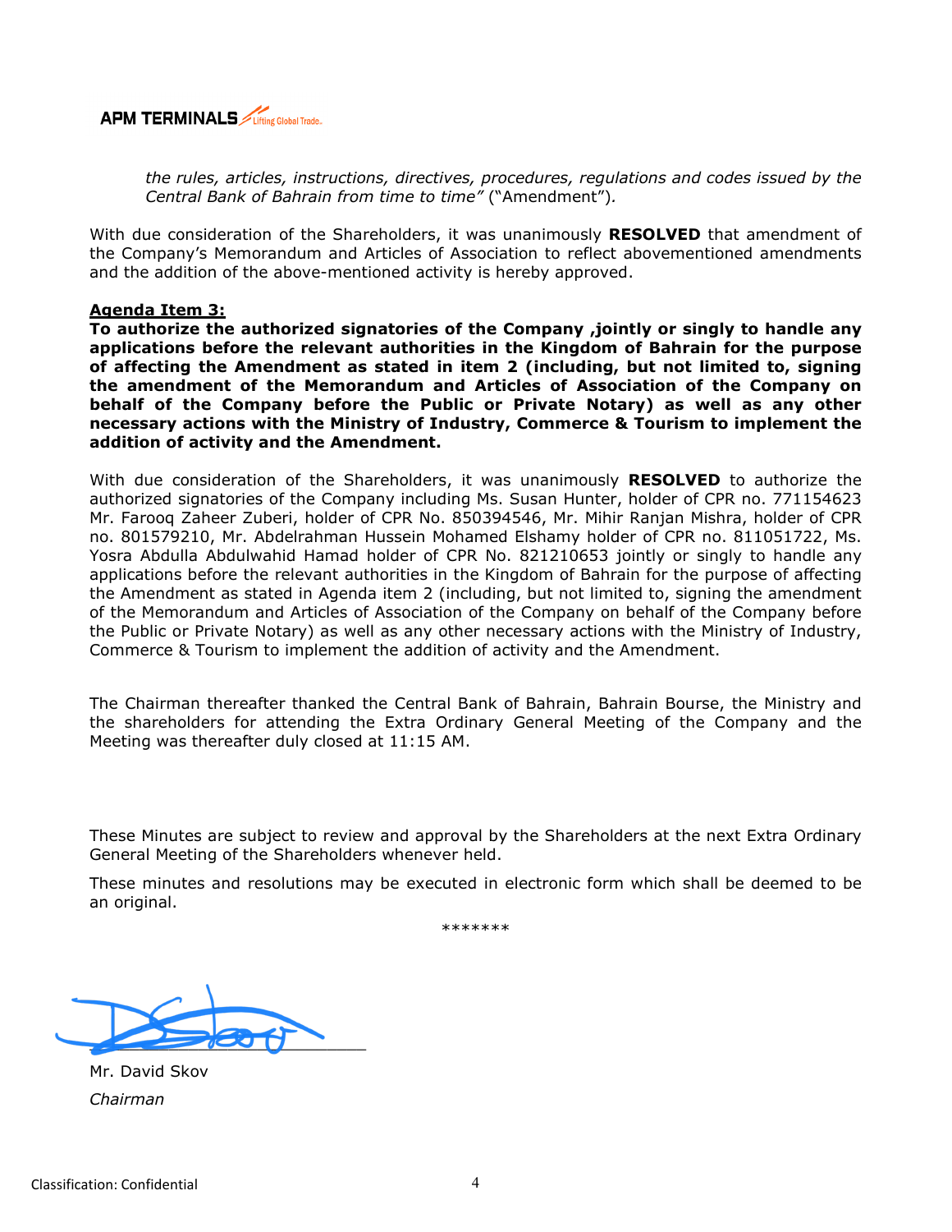*the rules, articles, instructions, directives, procedures, regulations and codes issued by the Central Bank of Bahrain from time to time"* ("Amendment").

With due consideration of the Shareholders, it was unanimously **RESOLVED** that amendment of the Company's Memorandum and Articles of Association to reflect abovementioned amendments and the addition of the above-mentioned activity is hereby approved.

**Agenda Item 3:**

**To authorize the authorized signatories of the Company ,jointly or singly to handle any applications before the relevant authorities in the Kingdom of Bahrain for the purpose of affecting the Amendment as stated in item 2 (including, but not limited to, signing the amendment of the Memorandum and Articles of Association of the Company on behalf of the Company before the Public or Private Notary) as well as any other necessary actions with the Ministry of Industry, Commerce & Tourism to implement the addition of activity and the Amendment.**

With due consideration of the Shareholders, it was unanimously **RESOLVED** to authorize the authorized signatories of the Company including Ms. Susan Hunter, holder of CPR no. 771154623 Mr. Farooq Zaheer Zuberi, holder of CPR No. 850394546, Mr. Mihir Ranjan Mishra, holder of CPR no. 801579210, Mr. Abdelrahman Hussein Mohamed Elshamy holder of CPR no. 811051722, Ms. Yosra Abdulla Abdulwahid Hamad holder of CPR No. 821210653 jointly or singly to handle any applications before the relevant authorities in the Kingdom of Bahrain for the purpose of affecting the Amendment as stated in Agenda item 2 (including, but not limited to, signing the amendment of the Memorandum and Articles of Association of the Company on behalf of the Company before the Public or Private Notary) as well as any other necessary actions with the Ministry of Industry, Commerce & Tourism to implement the addition of activity and the Amendment.

The Chairman thereafter thanked the Central Bank of Bahrain, Bahrain Bourse, the Ministry and the shareholders for attending the Extra Ordinary General Meeting of the Company and the Meeting was thereafter duly closed at 11:15 AM.

These Minutes are subject to review and approval by the Shareholders at the next Extra Ordinary General Meeting of the Shareholders whenever held.

These minutes and resolutions may be executed in electronic form which shall be deemed to be an original.

*******

___________________________

Mr. David Skov

*Chairman*